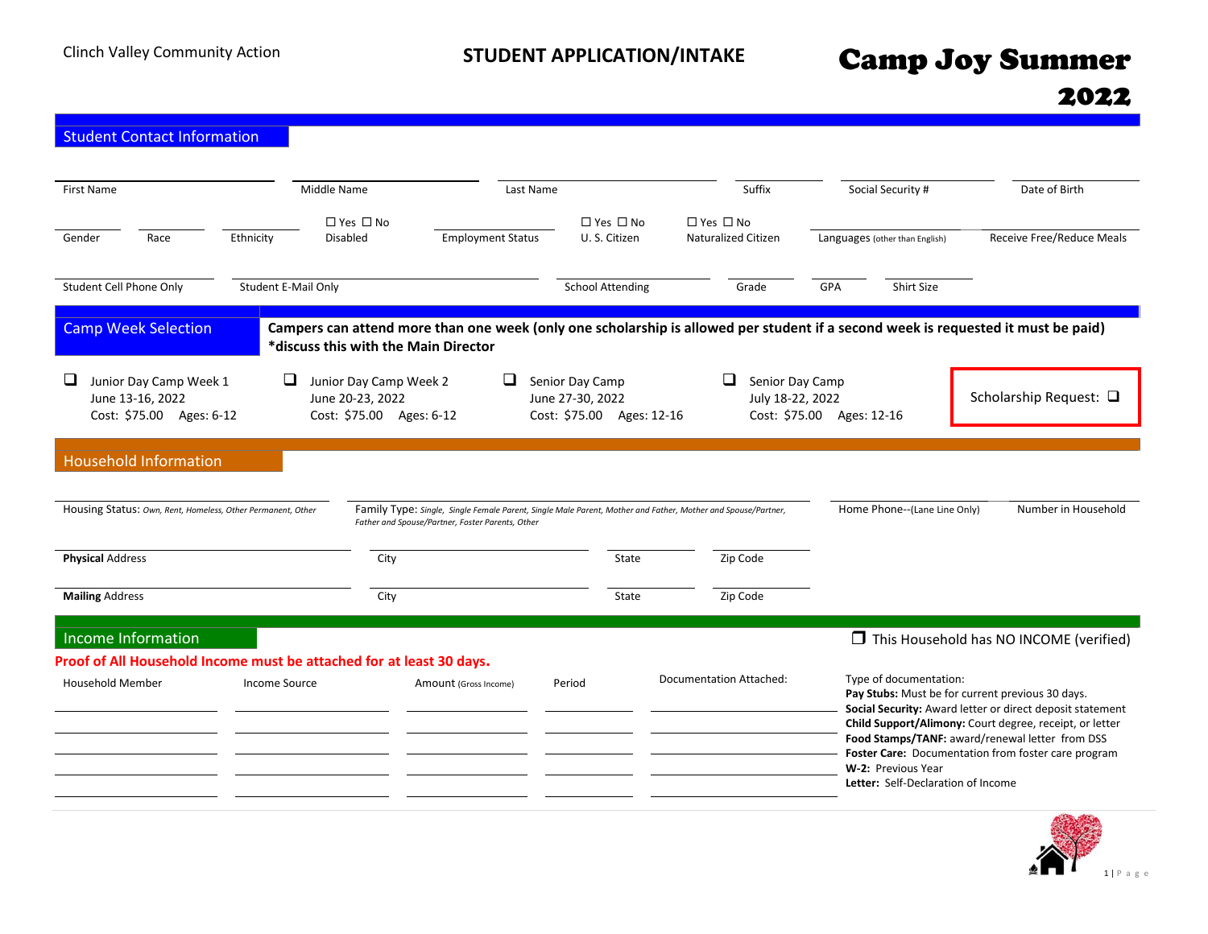Clinch Valley Community Action

# STUDENT APPLICATION/INTAKE

# Camp Joy Summer 2022

## Student Contact Information

First Name | Middle Name | Last Name | Suffix | Social Security # | Date of Birth

Gender | Race | Ethnicity | ☐ Yes ☐ No Disabled | Employment Status | ☐ Yes ☐ No U. S. Citizen | ☐ Yes ☐ No Naturalized Citizen | Languages (other than English) | Receive Free/Reduce Meals

Student Cell Phone Only | Student E-Mail Only | School Attending | Grade | GPA | Shirt Size

## Camp Week Selection

**Campers can attend more than one week (only one scholarship is allowed per student if a second week is requested it must be paid) *discuss this with the Main Director**

- ❑ Junior Day Camp Week 1
  June 13-16, 2022
  Cost: $75.00 Ages: 6-12
- ❑ Junior Day Camp Week 2
  June 20-23, 2022
  Cost: $75.00 Ages: 6-12
- ❑ Senior Day Camp
  June 27-30, 2022
  Cost: $75.00 Ages: 12-16
- ❑ Senior Day Camp
  July 18-22, 2022
  Cost: $75.00 Ages: 12-16

Scholarship Request: ❑

## Household Information

Housing Status: *Own, Rent, Homeless, Other Permanent, Other* | Family Type: *Single, Single Female Parent, Single Male Parent, Mother and Father, Mother and Spouse/Partner, Father and Spouse/Partner, Foster Parents, Other* | Home Phone--(Lane Line Only) | Number in Household

**Physical** Address | City | State | Zip Code

**Mailing** Address | City | State | Zip Code

## Income Information

❒ This Household has NO INCOME (verified)

**Proof of All Household Income must be attached for at least 30 days.**

| Household Member | Income Source | Amount (Gross Income) | Period | Documentation Attached: |
|---|---|---|---|---|
| | | | | |
| | | | | |
| | | | | |
| | | | | |
| | | | | |

Type of documentation:
**Pay Stubs:** Must be for current previous 30 days.
**Social Security:** Award letter or direct deposit statement
**Child Support/Alimony:** Court degree, receipt, or letter
**Food Stamps/TANF:** award/renewal letter from DSS
**Foster Care:** Documentation from foster care program
**W-2:** Previous Year
**Letter:** Self-Declaration of Income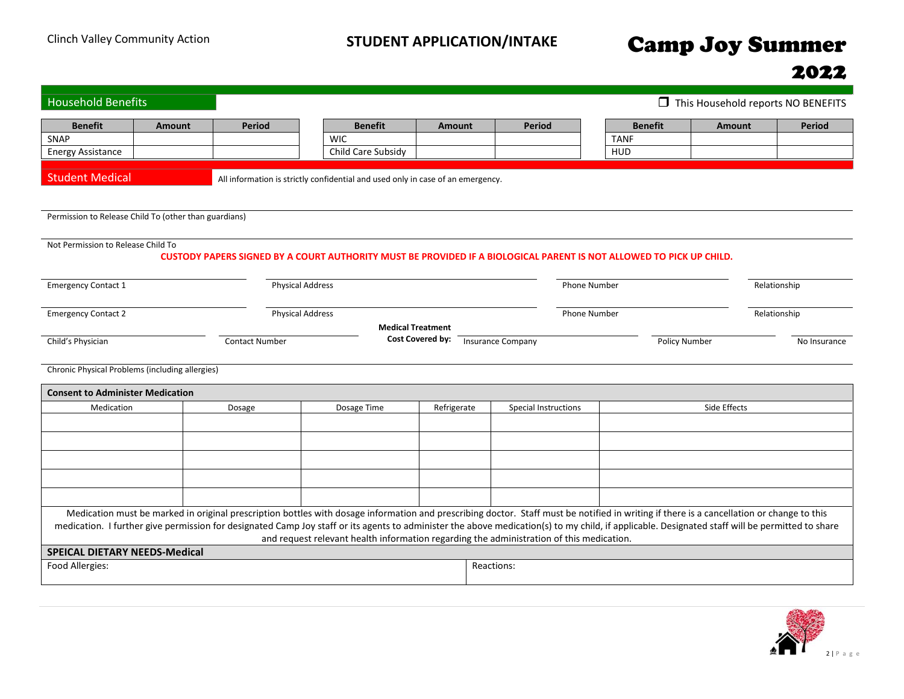Clinch Valley Community Action

# STUDENT APPLICATION/INTAKE

# Camp Joy Summer 2022

## Household Benefits

❒ This Household reports NO BENEFITS

| Benefit | Amount | Period |
|---|---|---|
| SNAP | | |
| Energy Assistance | | |

| Benefit | Amount | Period |
|---|---|---|
| WIC | | |
| Child Care Subsidy | | |

| Benefit | Amount | Period |
|---|---|---|
| TANF | | |
| HUD | | |

## Student Medical

All information is strictly confidential and used only in case of an emergency.

Permission to Release Child To (other than guardians)

Not Permission to Release Child To

**CUSTODY PAPERS SIGNED BY A COURT AUTHORITY MUST BE PROVIDED IF A BIOLOGICAL PARENT IS NOT ALLOWED TO PICK UP CHILD.**

Emergency Contact 1 | Physical Address | Phone Number | Relationship

Emergency Contact 2 | Physical Address | Phone Number | Relationship

Child's Physician | Contact Number | **Medical Treatment Cost Covered by:** Insurance Company | Policy Number | No Insurance

Chronic Physical Problems (including allergies)

**Consent to Administer Medication**

| Medication | Dosage | Dosage Time | Refrigerate | Special Instructions | Side Effects |
|---|---|---|---|---|---|
| | | | | | |
| | | | | | |
| | | | | | |
| | | | | | |
| | | | | | |

Medication must be marked in original prescription bottles with dosage information and prescribing doctor. Staff must be notified in writing if there is a cancellation or change to this medication. I further give permission for designated Camp Joy staff or its agents to administer the above medication(s) to my child, if applicable. Designated staff will be permitted to share and request relevant health information regarding the administration of this medication.

**SPEICAL DIETARY NEEDS-Medical**

| Food Allergies: | Reactions: |
|---|---|
| | |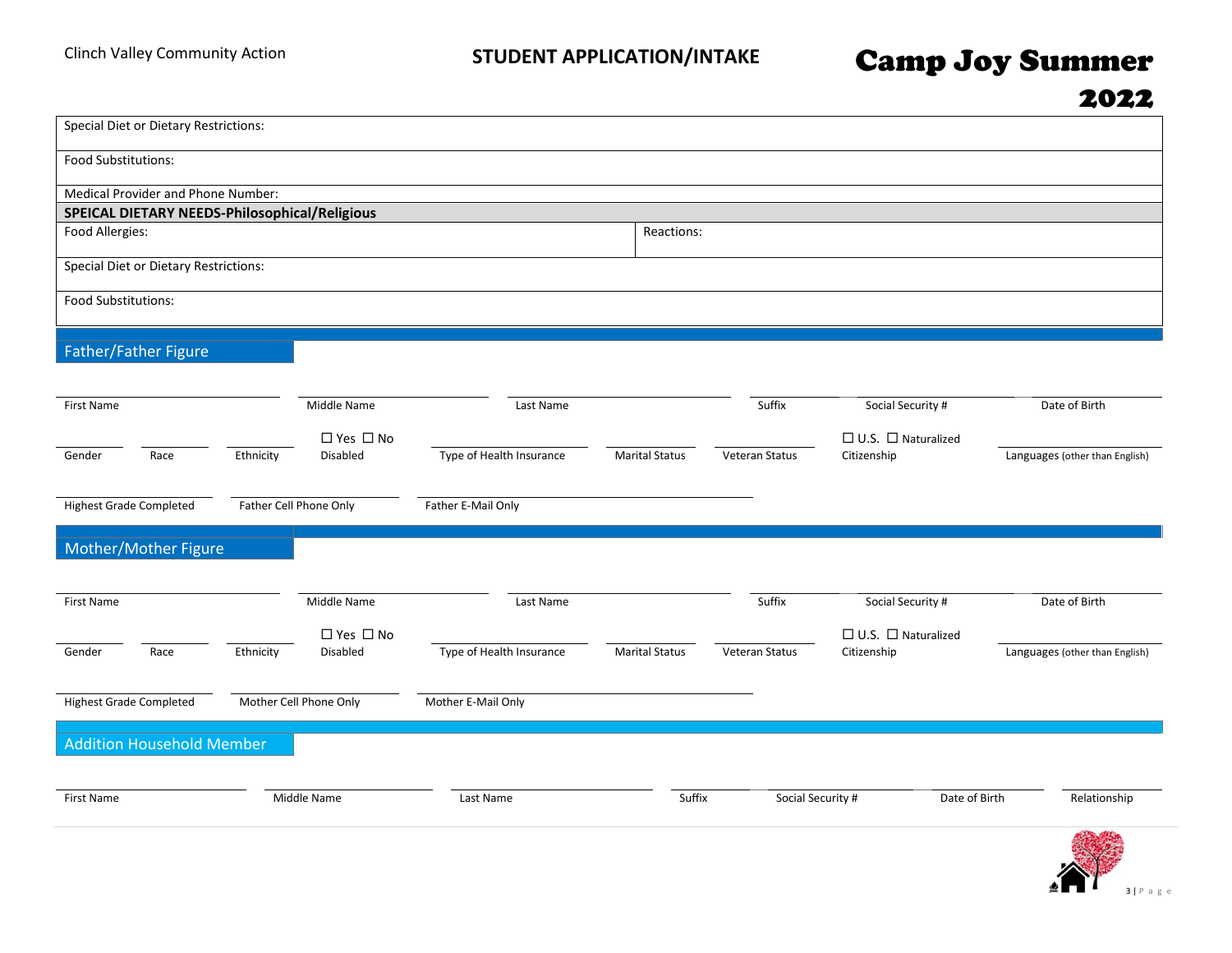Clinch Valley Community Action

# STUDENT APPLICATION/INTAKE

# Camp Joy Summer 2022

| Special Diet or Dietary Restrictions: | |
|---|---|
| Food Substitutions: | |
| Medical Provider and Phone Number: | |
| **SPEICAL DIETARY NEEDS-Philosophical/Religious** | |
| Food Allergies: | Reactions: |
| Special Diet or Dietary Restrictions: | |
| Food Substitutions: | |

## Father/Father Figure

| First Name | Middle Name | Last Name | Suffix | Social Security # | Date of Birth |
|---|---|---|---|---|---|
| | | | | | |

| Gender | Race | Ethnicity | ☐ Yes ☐ No Disabled | Type of Health Insurance | Marital Status | Veteran Status | ☐ U.S. ☐ Naturalized Citizenship | Languages (other than English) |
|---|---|---|---|---|---|---|---|---|
| | | | | | | | | |

| Highest Grade Completed | Father Cell Phone Only | Father E-Mail Only |
|---|---|---|
| | | |

## Mother/Mother Figure

| First Name | Middle Name | Last Name | Suffix | Social Security # | Date of Birth |
|---|---|---|---|---|---|
| | | | | | |

| Gender | Race | Ethnicity | ☐ Yes ☐ No Disabled | Type of Health Insurance | Marital Status | Veteran Status | ☐ U.S. ☐ Naturalized Citizenship | Languages (other than English) |
|---|---|---|---|---|---|---|---|---|
| | | | | | | | | |

| Highest Grade Completed | Mother Cell Phone Only | Mother E-Mail Only |
|---|---|---|
| | | |

## Addition Household Member

| First Name | Middle Name | Last Name | Suffix | Social Security # | Date of Birth | Relationship |
|---|---|---|---|---|---|---|
| | | | | | | |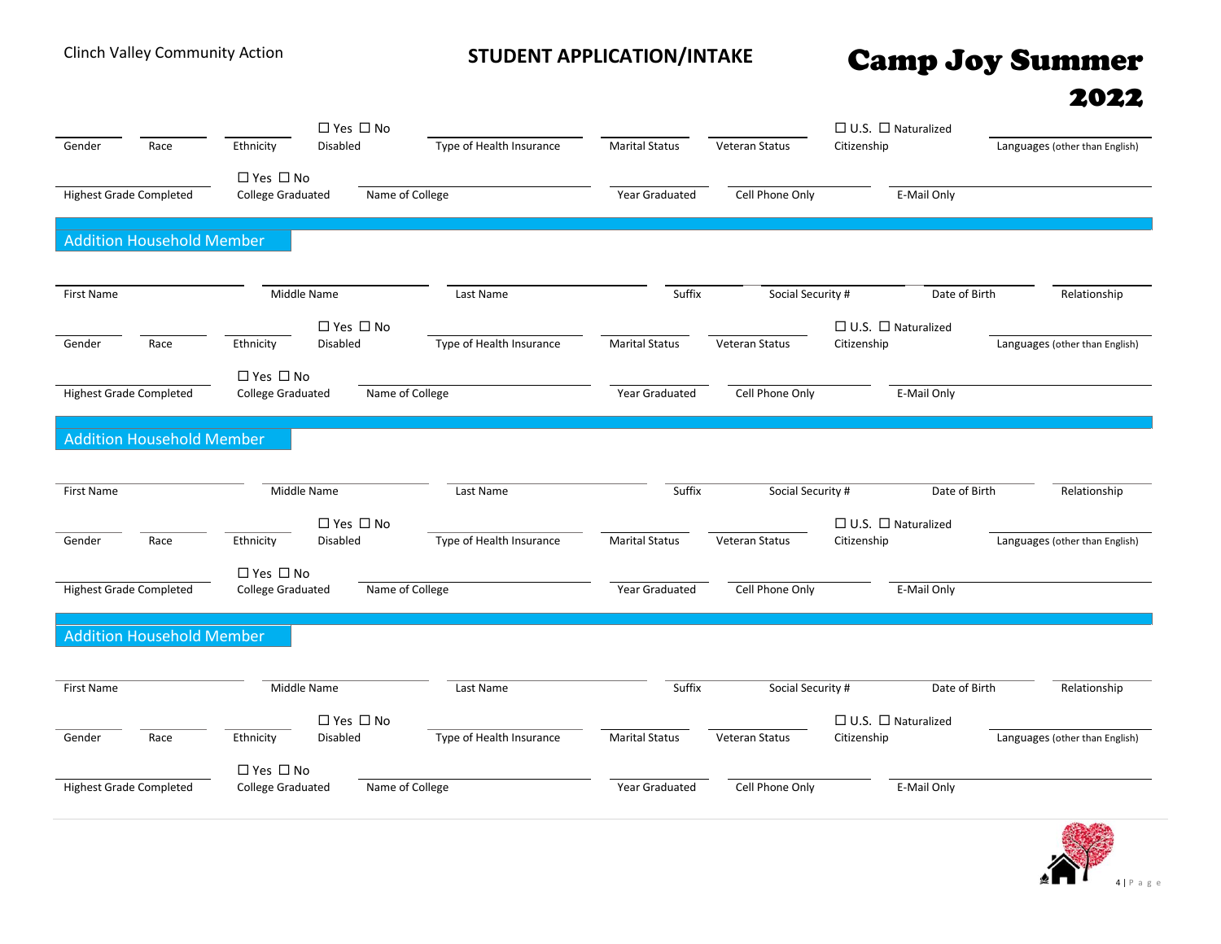Clinch Valley Community Action

**STUDENT APPLICATION/INTAKE**

# Camp Joy Summer 2022

| Gender | Race | Ethnicity | ☐ Yes ☐ No<br>Disabled | Type of Health Insurance | Marital Status | Veteran Status | ☐ U.S. ☐ Naturalized<br>Citizenship | Languages (other than English) |
|---|---|---|---|---|---|---|---|---|

| Highest Grade Completed | ☐ Yes ☐ No<br>College Graduated | Name of College | Year Graduated | Cell Phone Only | E-Mail Only |
|---|---|---|---|---|---|

## Addition Household Member

| First Name | Middle Name | Last Name | Suffix | Social Security # | Date of Birth | Relationship |
|---|---|---|---|---|---|---|

| Gender | Race | Ethnicity | ☐ Yes ☐ No<br>Disabled | Type of Health Insurance | Marital Status | Veteran Status | ☐ U.S. ☐ Naturalized<br>Citizenship | Languages (other than English) |
|---|---|---|---|---|---|---|---|---|

| Highest Grade Completed | ☐ Yes ☐ No<br>College Graduated | Name of College | Year Graduated | Cell Phone Only | E-Mail Only |
|---|---|---|---|---|---|

## Addition Household Member

| First Name | Middle Name | Last Name | Suffix | Social Security # | Date of Birth | Relationship |
|---|---|---|---|---|---|---|

| Gender | Race | Ethnicity | ☐ Yes ☐ No<br>Disabled | Type of Health Insurance | Marital Status | Veteran Status | ☐ U.S. ☐ Naturalized<br>Citizenship | Languages (other than English) |
|---|---|---|---|---|---|---|---|---|

| Highest Grade Completed | ☐ Yes ☐ No<br>College Graduated | Name of College | Year Graduated | Cell Phone Only | E-Mail Only |
|---|---|---|---|---|---|

## Addition Household Member

| First Name | Middle Name | Last Name | Suffix | Social Security # | Date of Birth | Relationship |
|---|---|---|---|---|---|---|

| Gender | Race | Ethnicity | ☐ Yes ☐ No<br>Disabled | Type of Health Insurance | Marital Status | Veteran Status | ☐ U.S. ☐ Naturalized<br>Citizenship | Languages (other than English) |
|---|---|---|---|---|---|---|---|---|

| Highest Grade Completed | ☐ Yes ☐ No<br>College Graduated | Name of College | Year Graduated | Cell Phone Only | E-Mail Only |
|---|---|---|---|---|---|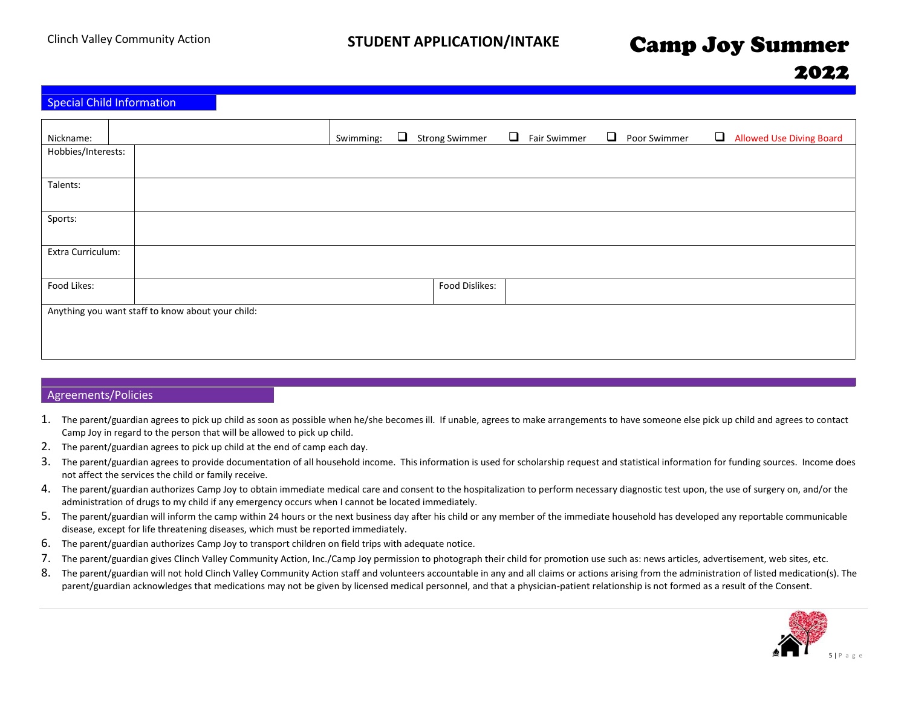## Special Child Information

| Nickname: | | Swimming: ❑ Strong Swimmer ❑ Fair Swimmer ❑ Poor Swimmer ❑ Allowed Use Diving Board |
|---|---|---|
| Hobbies/Interests: | | |
| Talents: | | |
| Sports: | | |
| Extra Curriculum: | | |
| Food Likes: | | Food Dislikes: |
| Anything you want staff to know about your child: | | |

## Agreements/Policies

1. The parent/guardian agrees to pick up child as soon as possible when he/she becomes ill. If unable, agrees to make arrangements to have someone else pick up child and agrees to contact Camp Joy in regard to the person that will be allowed to pick up child.
2. The parent/guardian agrees to pick up child at the end of camp each day.
3. The parent/guardian agrees to provide documentation of all household income. This information is used for scholarship request and statistical information for funding sources. Income does not affect the services the child or family receive.
4. The parent/guardian authorizes Camp Joy to obtain immediate medical care and consent to the hospitalization to perform necessary diagnostic test upon, the use of surgery on, and/or the administration of drugs to my child if any emergency occurs when I cannot be located immediately.
5. The parent/guardian will inform the camp within 24 hours or the next business day after his child or any member of the immediate household has developed any reportable communicable disease, except for life threatening diseases, which must be reported immediately.
6. The parent/guardian authorizes Camp Joy to transport children on field trips with adequate notice.
7. The parent/guardian gives Clinch Valley Community Action, Inc./Camp Joy permission to photograph their child for promotion use such as: news articles, advertisement, web sites, etc.
8. The parent/guardian will not hold Clinch Valley Community Action staff and volunteers accountable in any and all claims or actions arising from the administration of listed medication(s). The parent/guardian acknowledges that medications may not be given by licensed medical personnel, and that a physician-patient relationship is not formed as a result of the Consent.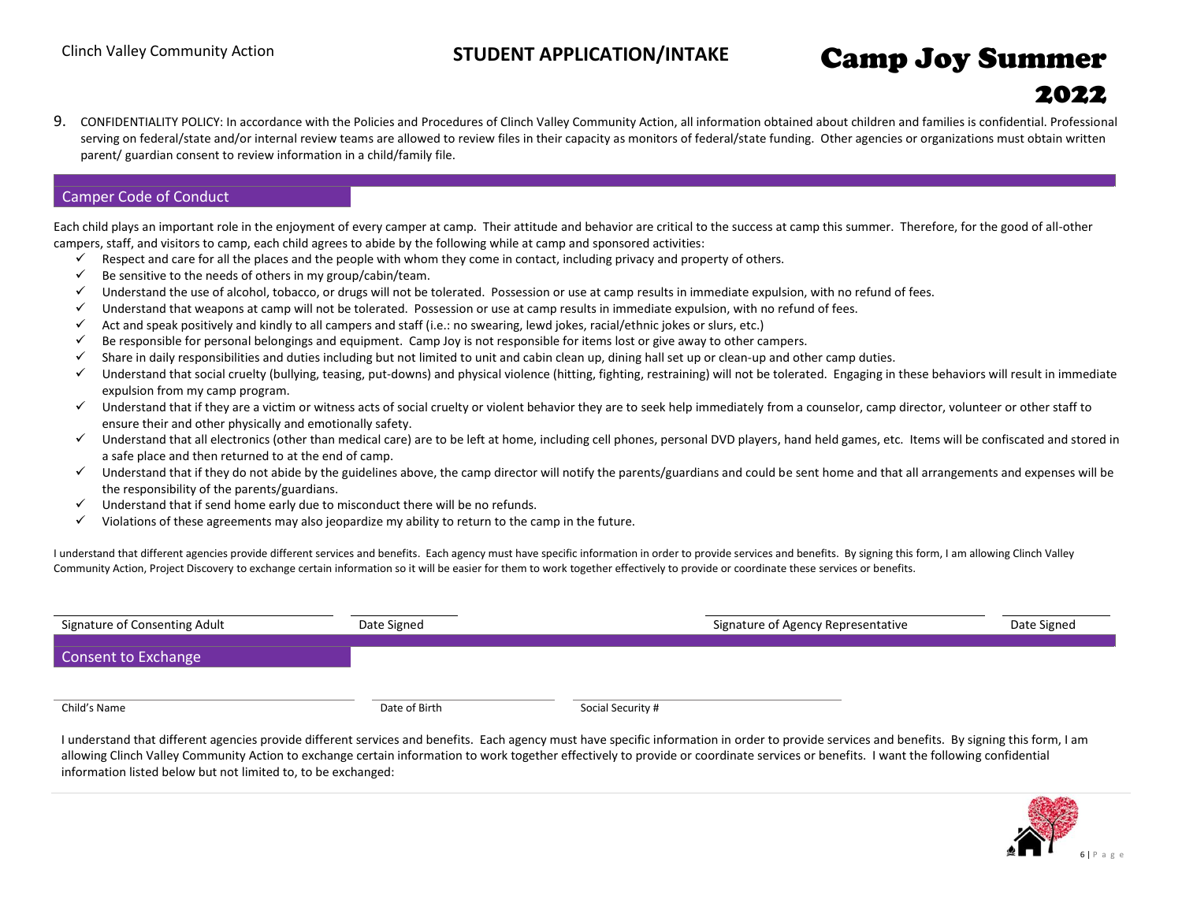9. CONFIDENTIALITY POLICY: In accordance with the Policies and Procedures of Clinch Valley Community Action, all information obtained about children and families is confidential. Professional serving on federal/state and/or internal review teams are allowed to review files in their capacity as monitors of federal/state funding. Other agencies or organizations must obtain written parent/ guardian consent to review information in a child/family file.

## Camper Code of Conduct

Each child plays an important role in the enjoyment of every camper at camp. Their attitude and behavior are critical to the success at camp this summer. Therefore, for the good of all-other campers, staff, and visitors to camp, each child agrees to abide by the following while at camp and sponsored activities:

- ✓ Respect and care for all the places and the people with whom they come in contact, including privacy and property of others.
- ✓ Be sensitive to the needs of others in my group/cabin/team.
- ✓ Understand the use of alcohol, tobacco, or drugs will not be tolerated. Possession or use at camp results in immediate expulsion, with no refund of fees.
- ✓ Understand that weapons at camp will not be tolerated. Possession or use at camp results in immediate expulsion, with no refund of fees.
- ✓ Act and speak positively and kindly to all campers and staff (i.e.: no swearing, lewd jokes, racial/ethnic jokes or slurs, etc.)
- ✓ Be responsible for personal belongings and equipment. Camp Joy is not responsible for items lost or give away to other campers.
- ✓ Share in daily responsibilities and duties including but not limited to unit and cabin clean up, dining hall set up or clean-up and other camp duties.
- ✓ Understand that social cruelty (bullying, teasing, put-downs) and physical violence (hitting, fighting, restraining) will not be tolerated. Engaging in these behaviors will result in immediate expulsion from my camp program.
- ✓ Understand that if they are a victim or witness acts of social cruelty or violent behavior they are to seek help immediately from a counselor, camp director, volunteer or other staff to ensure their and other physically and emotionally safety.
- ✓ Understand that all electronics (other than medical care) are to be left at home, including cell phones, personal DVD players, hand held games, etc. Items will be confiscated and stored in a safe place and then returned to at the end of camp.
- ✓ Understand that if they do not abide by the guidelines above, the camp director will notify the parents/guardians and could be sent home and that all arrangements and expenses will be the responsibility of the parents/guardians.
- ✓ Understand that if send home early due to misconduct there will be no refunds.
- ✓ Violations of these agreements may also jeopardize my ability to return to the camp in the future.

I understand that different agencies provide different services and benefits. Each agency must have specific information in order to provide services and benefits. By signing this form, I am allowing Clinch Valley Community Action, Project Discovery to exchange certain information so it will be easier for them to work together effectively to provide or coordinate these services or benefits.

| Signature of Consenting Adult | Date Signed | Signature of Agency Representative | Date Signed |
|---|---|---|---|
| | | | |

## Consent to Exchange

| Child's Name | Date of Birth | Social Security # |
|---|---|---|
| | | |

I understand that different agencies provide different services and benefits. Each agency must have specific information in order to provide services and benefits. By signing this form, I am allowing Clinch Valley Community Action to exchange certain information to work together effectively to provide or coordinate services or benefits. I want the following confidential information listed below but not limited to, to be exchanged: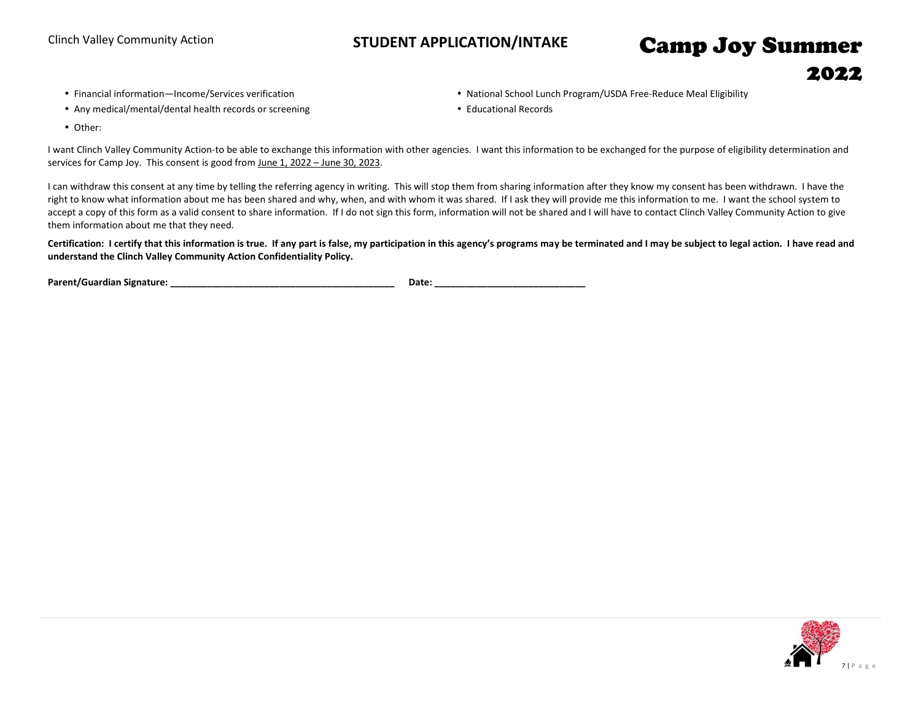- Financial information—Income/Services verification
- Any medical/mental/dental health records or screening
- Other:
- National School Lunch Program/USDA Free-Reduce Meal Eligibility
- Educational Records

I want Clinch Valley Community Action-to be able to exchange this information with other agencies. I want this information to be exchanged for the purpose of eligibility determination and services for Camp Joy. This consent is good from June 1, 2022 – June 30, 2023.

I can withdraw this consent at any time by telling the referring agency in writing. This will stop them from sharing information after they know my consent has been withdrawn. I have the right to know what information about me has been shared and why, when, and with whom it was shared. If I ask they will provide me this information to me. I want the school system to accept a copy of this form as a valid consent to share information. If I do not sign this form, information will not be shared and I will have to contact Clinch Valley Community Action to give them information about me that they need.

**Certification: I certify that this information is true. If any part is false, my participation in this agency's programs may be terminated and I may be subject to legal action. I have read and understand the Clinch Valley Community Action Confidentiality Policy.**

**Parent/Guardian Signature: ___________________________________________ Date: ____________________________**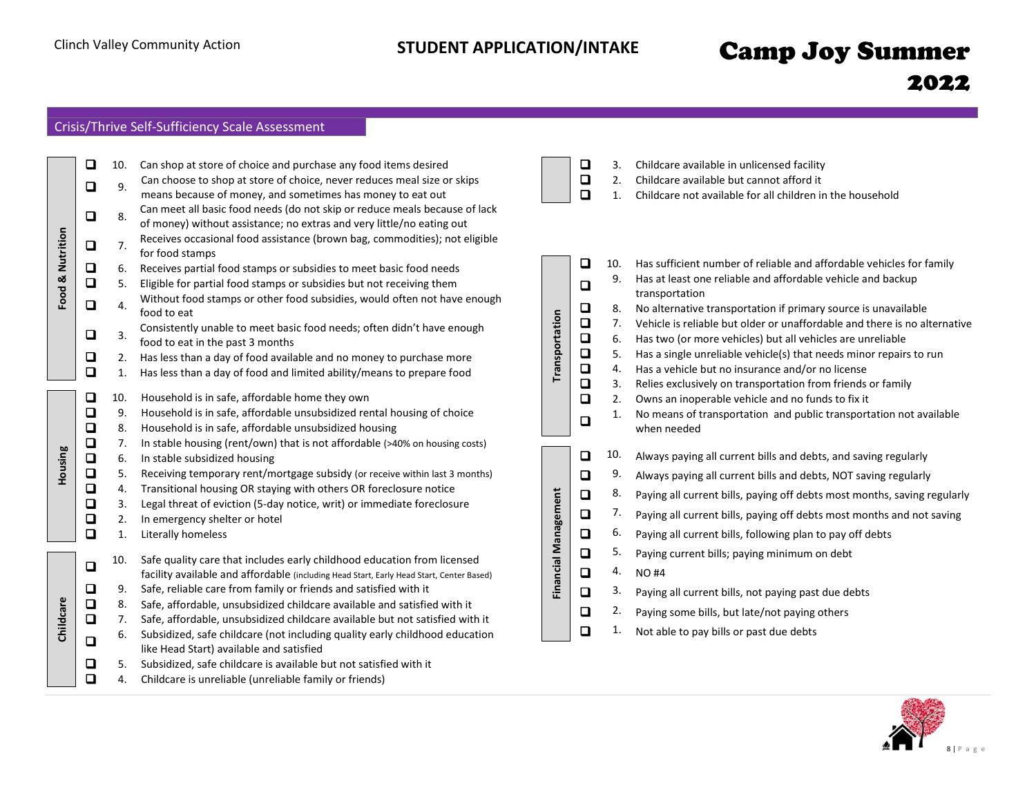## Crisis/Thrive Self-Sufficiency Scale Assessment

### Food & Nutrition

- ❑ 10. Can shop at store of choice and purchase any food items desired
- ❑ 9. Can choose to shop at store of choice, never reduces meal size or skips means because of money, and sometimes has money to eat out
- ❑ 8. Can meet all basic food needs (do not skip or reduce meals because of lack of money) without assistance; no extras and very little/no eating out
- ❑ 7. Receives occasional food assistance (brown bag, commodities); not eligible for food stamps
- ❑ 6. Receives partial food stamps or subsidies to meet basic food needs
- ❑ 5. Eligible for partial food stamps or subsidies but not receiving them
- ❑ 4. Without food stamps or other food subsidies, would often not have enough food to eat
- ❑ 3. Consistently unable to meet basic food needs; often didn't have enough food to eat in the past 3 months
- ❑ 2. Has less than a day of food available and no money to purchase more
- ❑ 1. Has less than a day of food and limited ability/means to prepare food

### Housing

- ❑ 10. Household is in safe, affordable home they own
- ❑ 9. Household is in safe, affordable unsubsidized rental housing of choice
- ❑ 8. Household is in safe, affordable unsubsidized housing
- ❑ 7. In stable housing (rent/own) that is not affordable (>40% on housing costs)
- ❑ 6. In stable subsidized housing
- ❑ 5. Receiving temporary rent/mortgage subsidy (or receive within last 3 months)
- ❑ 4. Transitional housing OR staying with others OR foreclosure notice
- ❑ 3. Legal threat of eviction (5-day notice, writ) or immediate foreclosure
- ❑ 2. In emergency shelter or hotel
- ❑ 1. Literally homeless

### Childcare

- ❑ 10. Safe quality care that includes early childhood education from licensed facility available and affordable (including Head Start, Early Head Start, Center Based)
- ❑ 9. Safe, reliable care from family or friends and satisfied with it
- ❑ 8. Safe, affordable, unsubsidized childcare available and satisfied with it
- ❑ 7. Safe, affordable, unsubsidized childcare available but not satisfied with it
- ❑ 6. Subsidized, safe childcare (not including quality early childhood education like Head Start) available and satisfied
- ❑ 5. Subsidized, safe childcare is available but not satisfied with it
- ❑ 4. Childcare is unreliable (unreliable family or friends)
- ❑ 3. Childcare available in unlicensed facility
- ❑ 2. Childcare available but cannot afford it
- ❑ 1. Childcare not available for all children in the household

### Transportation

- ❑ 10. Has sufficient number of reliable and affordable vehicles for family
- ❑ 9. Has at least one reliable and affordable vehicle and backup transportation
- ❑ 8. No alternative transportation if primary source is unavailable
- ❑ 7. Vehicle is reliable but older or unaffordable and there is no alternative
- ❑ 6. Has two (or more vehicles) but all vehicles are unreliable
- ❑ 5. Has a single unreliable vehicle(s) that needs minor repairs to run
- ❑ 4. Has a vehicle but no insurance and/or no license
- ❑ 3. Relies exclusively on transportation from friends or family
- ❑ 2. Owns an inoperable vehicle and no funds to fix it
- ❑ 1. No means of transportation and public transportation not available when needed

### Financial Management

- ❑ 10. Always paying all current bills and debts, and saving regularly
- ❑ 9. Always paying all current bills and debts, NOT saving regularly
- ❑ 8. Paying all current bills, paying off debts most months, saving regularly
- ❑ 7. Paying all current bills, paying off debts most months and not saving
- ❑ 6. Paying all current bills, following plan to pay off debts
- ❑ 5. Paying current bills; paying minimum on debt
- ❑ 4. NO #4
- ❑ 3. Paying all current bills, not paying past due debts
- ❑ 2. Paying some bills, but late/not paying others
- ❑ 1. Not able to pay bills or past due debts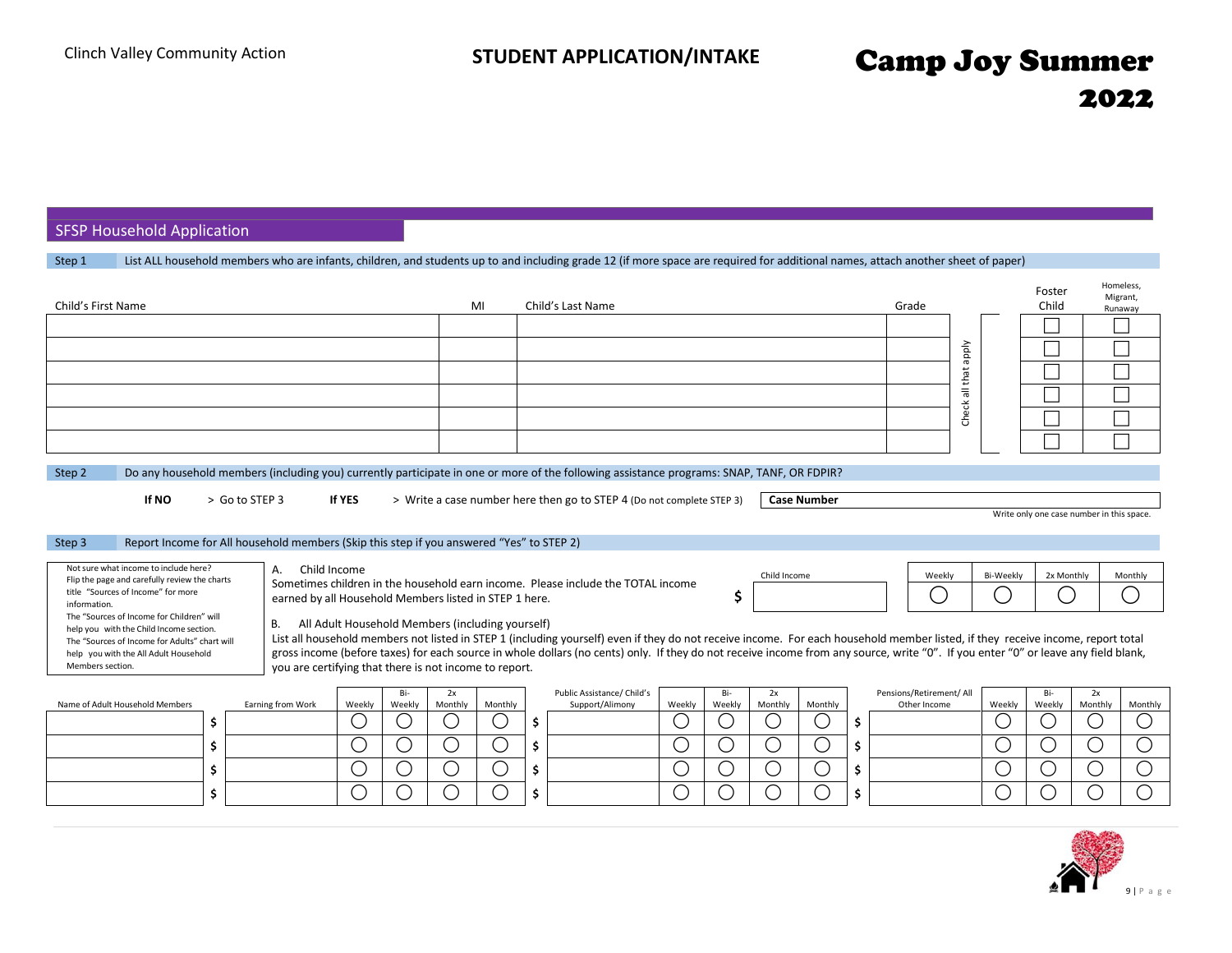Clinch Valley Community Action

**STUDENT APPLICATION/INTAKE**

# Camp Joy Summer 2022

## SFSP Household Application

**Step 1** List ALL household members who are infants, children, and students up to and including grade 12 (if more space are required for additional names, attach another sheet of paper)

| Child's First Name | MI | Child's Last Name | Grade | Check all that apply | Foster Child | Homeless, Migrant, Runaway |
|---|---|---|---|---|---|---|
| | | | | | ☐ | ☐ |
| | | | | | ☐ | ☐ |
| | | | | | ☐ | ☐ |
| | | | | | ☐ | ☐ |
| | | | | | ☐ | ☐ |
| | | | | | ☐ | ☐ |

**Step 2** Do any household members (including you) currently participate in one or more of the following assistance programs: SNAP, TANF, OR FDPIR?

**If NO** > Go to STEP 3 **If YES** > Write a case number here then go to STEP 4 (Do not complete STEP 3)

**Case Number** ____________________

Write only one case number in this space.

**Step 3** Report Income for All household members (Skip this step if you answered "Yes" to STEP 2)

Not sure what income to include here? Flip the page and carefully review the charts title "Sources of Income" for more information. The "Sources of Income for Children" will help you with the Child Income section. The "Sources of Income for Adults" chart will help you with the All Adult Household Members section.

A. Child Income
Sometimes children in the household earn income. Please include the TOTAL income earned by all Household Members listed in STEP 1 here.

| | Child Income | Weekly | Bi-Weekly | 2x Monthly | Monthly |
|---|---|---|---|---|---|
| $ | | ◯ | ◯ | ◯ | ◯ |

B. All Adult Household Members (including yourself)
List all household members not listed in STEP 1 (including yourself) even if they do not receive income. For each household member listed, if they receive income, report total gross income (before taxes) for each source in whole dollars (no cents) only. If they do not receive income from any source, write "0". If you enter "0" or leave any field blank, you are certifying that there is not income to report.

| Name of Adult Household Members | | Earning from Work | Weekly | Bi-Weekly | 2x Monthly | Monthly | | Public Assistance/ Child's Support/Alimony | Weekly | Bi-Weekly | 2x Monthly | Monthly | | Pensions/Retirement/ All Other Income | Weekly | Bi-Weekly | 2x Monthly | Monthly |
|---|---|---|---|---|---|---|---|---|---|---|---|---|---|---|---|---|---|---|
| | $ | | ◯ | ◯ | ◯ | ◯ | $ | | ◯ | ◯ | ◯ | ◯ | $ | | ◯ | ◯ | ◯ | ◯ |
| | $ | | ◯ | ◯ | ◯ | ◯ | $ | | ◯ | ◯ | ◯ | ◯ | $ | | ◯ | ◯ | ◯ | ◯ |
| | $ | | ◯ | ◯ | ◯ | ◯ | $ | | ◯ | ◯ | ◯ | ◯ | $ | | ◯ | ◯ | ◯ | ◯ |
| | $ | | ◯ | ◯ | ◯ | ◯ | $ | | ◯ | ◯ | ◯ | ◯ | $ | | ◯ | ◯ | ◯ | ◯ |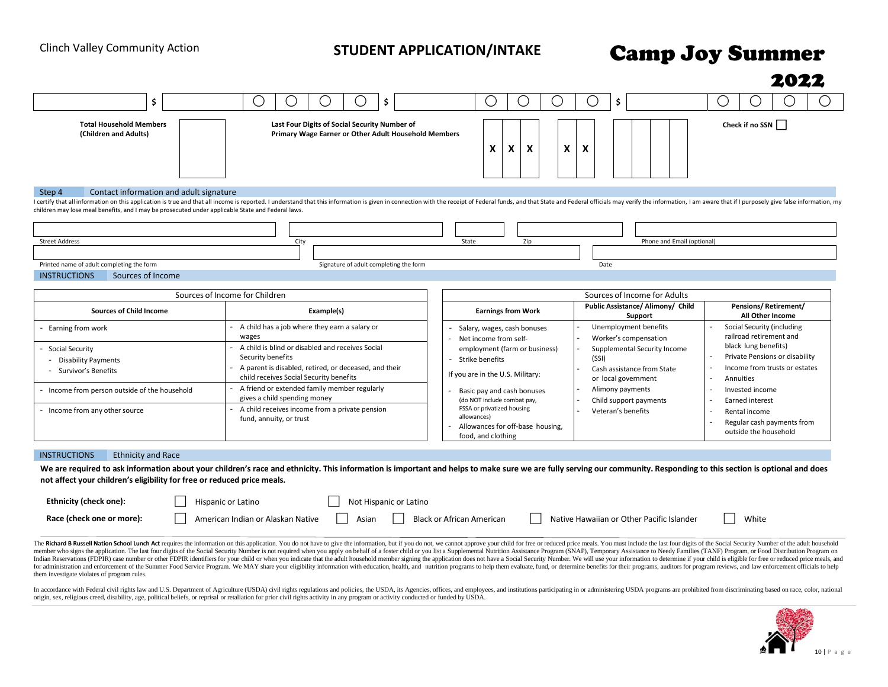Clinch Valley Community Action

**STUDENT APPLICATION/INTAKE**

# Camp Joy Summer 2022

| | $ | | ◯ | ◯ | ◯ | ◯ | $ | | ◯ | ◯ | ◯ | ◯ | $ | | ◯ | ◯ | ◯ | ◯ |
|---|---|---|---|---|---|---|---|---|---|---|---|---|---|---|---|---|---|---|

**Total Household Members (Children and Adults)** [ ]

**Last Four Digits of Social Security Number of Primary Wage Earner or Other Adult Household Members** X X X X X [ ] [ ] [ ] [ ]

**Check if no SSN** [ ]

## Step 4 Contact information and adult signature

I certify that all information on this application is true and that all income is reported. I understand that this information is given in connection with the receipt of Federal funds, and that State and Federal officials may verify the information, I am aware that if I purposely give false information, my children may lose meal benefits, and I may be prosecuted under applicable State and Federal laws.

| Street Address | City | State | Zip | Phone and Email (optional) |
|---|---|---|---|---|
| | | | | |

| Printed name of adult completing the form | Signature of adult completing the form | Date |
|---|---|---|
| | | |

## INSTRUCTIONS Sources of Income

**Sources of Income for Children**

| Sources of Child Income | Example(s) |
|---|---|
| - Earning from work | - A child has a job where they earn a salary or wages |
| - Social Security<br>- Disability Payments<br>- Survivor's Benefits | - A child is blind or disabled and receives Social Security benefits<br>- A parent is disabled, retired, or deceased, and their child receives Social Security benefits |
| - Income from person outside of the household | - A friend or extended family member regularly gives a child spending money |
| - Income from any other source | - A child receives income from a private pension fund, annuity, or trust |

**Sources of Income for Adults**

| Earnings from Work | Public Assistance/ Alimony/ Child Support | Pensions/ Retirement/ All Other Income |
|---|---|---|
| - Salary, wages, cash bonuses<br>- Net income from self-employment (farm or business)<br>- Strike benefits<br><br>If you are in the U.S. Military:<br><br>- Basic pay and cash bonuses (do NOT include combat pay, FSSA or privatized housing allowances)<br>- Allowances for off-base housing, food, and clothing | - Unemployment benefits<br>- Worker's compensation<br>- Supplemental Security Income (SSI)<br>- Cash assistance from State or local government<br>- Alimony payments<br>- Child support payments<br>- Veteran's benefits | - Social Security (including railroad retirement and black lung benefits)<br>- Private Pensions or disability<br>- Income from trusts or estates<br>- Annuities<br>- Invested income<br>- Earned interest<br>- Rental income<br>- Regular cash payments from outside the household |

## INSTRUCTIONS Ethnicity and Race

**We are required to ask information about your children's race and ethnicity. This information is important and helps to make sure we are fully serving our community. Responding to this section is optional and does not affect your children's eligibility for free or reduced price meals.**

**Ethnicity (check one):** [ ] Hispanic or Latino [ ] Not Hispanic or Latino

**Race (check one or more):** [ ] American Indian or Alaskan Native [ ] Asian [ ] Black or African American [ ] Native Hawaiian or Other Pacific Islander [ ] White

The **Richard B Russell Nation School Lunch Act** requires the information on this application. You do not have to give the information, but if you do not, we cannot approve your child for free or reduced price meals. You must include the last four digits of the Social Security Number of the adult household member who signs the application. The last four digits of the Social Security Number is not required when you apply on behalf of a foster child or you list a Supplemental Nutrition Assistance Program (SNAP), Temporary Assistance to Needy Families (TANF) Program, or Food Distribution Program on Indian Reservations (FDPIR) case number or other FDPIR identifiers for your child or when you indicate that the adult household member signing the application does not have a Social Security Number. We will use your information to determine if your child is eligible for free or reduced price meals, and for administration and enforcement of the Summer Food Service Program. We MAY share your eligibility information with education, health, and nutrition programs to help them evaluate, fund, or determine benefits for their programs, auditors for program reviews, and law enforcement officials to help them investigate violates of program rules.

In accordance with Federal civil rights law and U.S. Department of Agriculture (USDA) civil rights regulations and policies, the USDA, its Agencies, offices, and employees, and institutions participating in or administering USDA programs are prohibited from discriminating based on race, color, national origin, sex, religious creed, disability, age, political beliefs, or reprisal or retaliation for prior civil rights activity in any program or activity conducted or funded by USDA.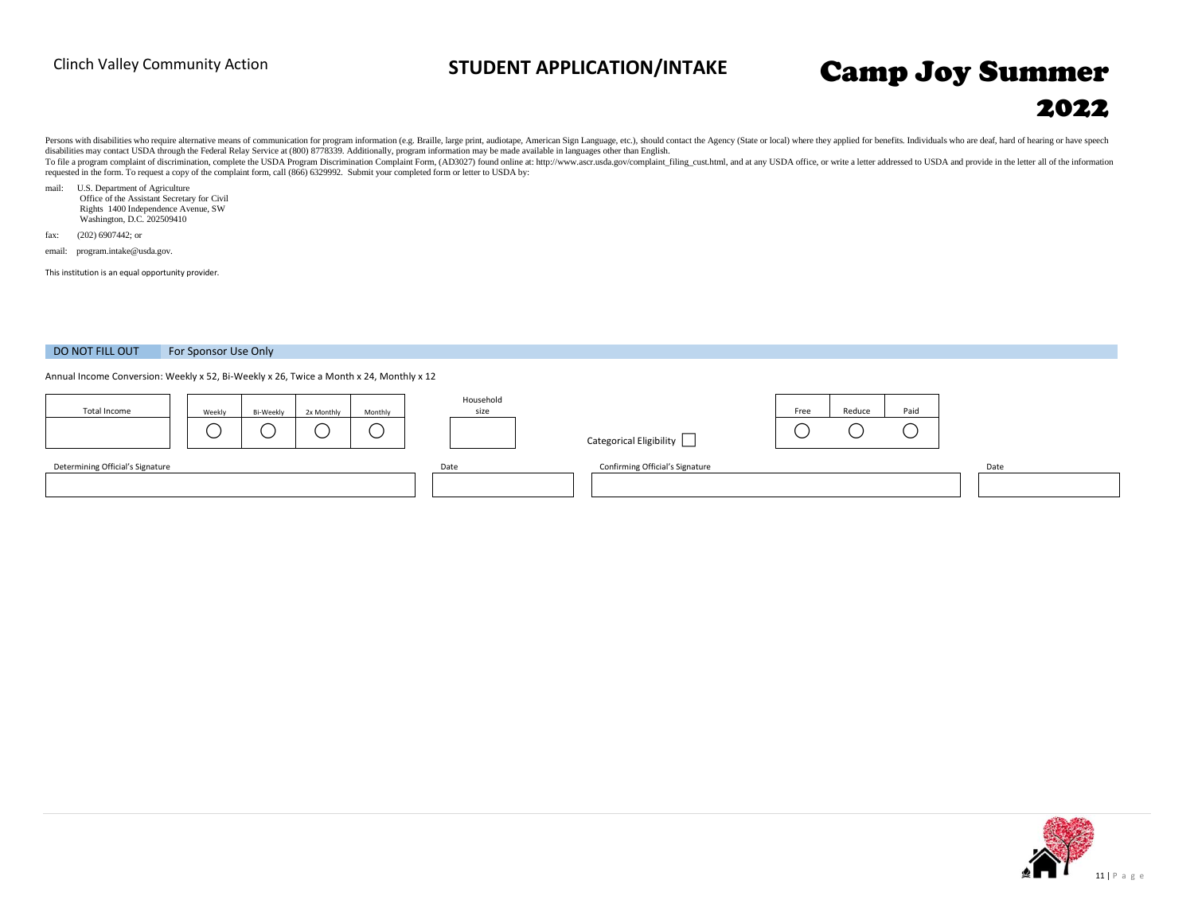Clinch Valley Community Action

# STUDENT APPLICATION/INTAKE

# Camp Joy Summer 2022

Persons with disabilities who require alternative means of communication for program information (e.g. Braille, large print, audiotape, American Sign Language, etc.), should contact the Agency (State or local) where they applied for benefits. Individuals who are deaf, hard of hearing or have speech disabilities may contact USDA through the Federal Relay Service at (800) 8778339. Additionally, program information may be made available in languages other than English.
To file a program complaint of discrimination, complete the USDA Program Discrimination Complaint Form, (AD3027) found online at: http://www.ascr.usda.gov/complaint_filing_cust.html, and at any USDA office, or write a letter addressed to USDA and provide in the letter all of the information requested in the form. To request a copy of the complaint form, call (866) 6329992. Submit your completed form or letter to USDA by:

mail: U.S. Department of Agriculture
Office of the Assistant Secretary for Civil Rights 1400 Independence Avenue, SW
Washington, D.C. 202509410

fax: (202) 6907442; or

email: program.intake@usda.gov.

This institution is an equal opportunity provider.

**DO NOT FILL OUT** For Sponsor Use Only

Annual Income Conversion: Weekly x 52, Bi-Weekly x 26, Twice a Month x 24, Monthly x 12

| Total Income | Weekly | Bi-Weekly | 2x Monthly | Monthly | Household size | Categorical Eligibility | Free | Reduce | Paid |
|---|---|---|---|---|---|---|---|---|---|
| | ◯ | ◯ | ◯ | ◯ | | ☐ | ◯ | ◯ | ◯ |

| Determining Official's Signature | Date | Confirming Official's Signature | Date |
|---|---|---|---|
| | | | |